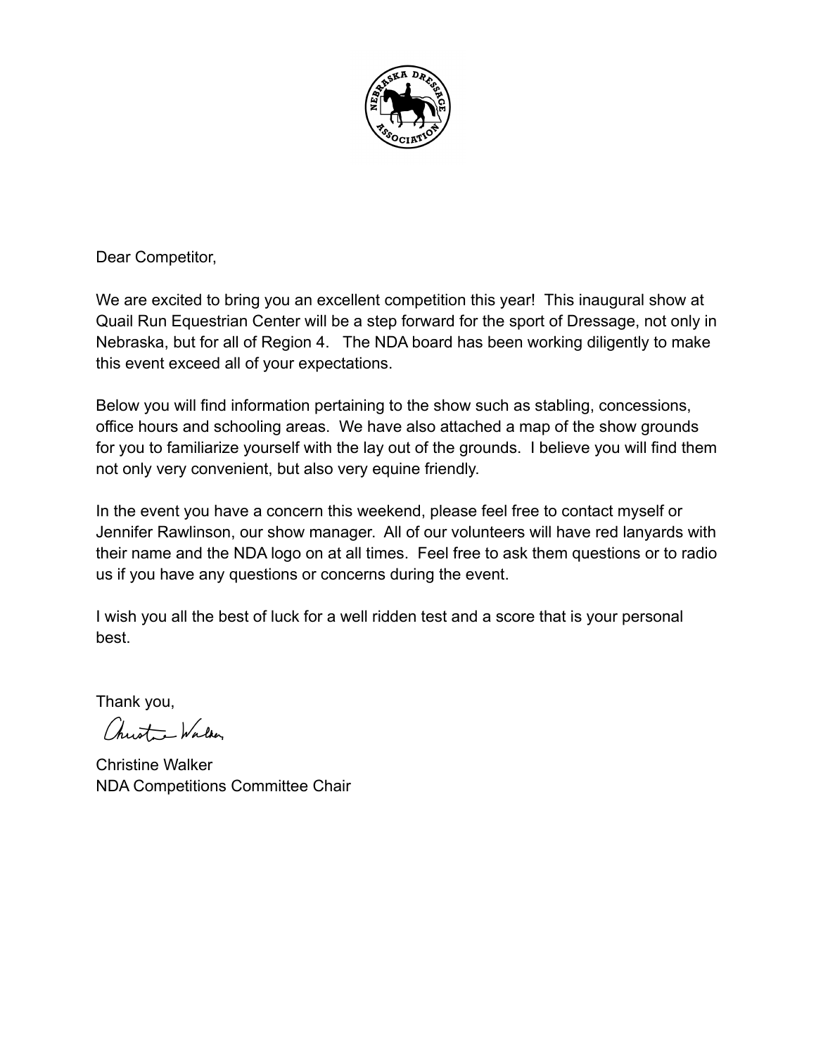Dear Competitor,

We are excited to bring you an excellent competition this year! This inaugural show at Quail Run Equestrian Center will be a step forward for the sport of Dressage, not only in Nebraska, but for all of Region 4. The NDA board has been working diligently to make this event exceed all of your expectations.

Below you will find information pertaining to the show such as stabling, concessions, office hours and schooling areas. We have also attached a map of the show grounds for you to familiarize yourself with the lay out of the grounds. I believe you will find them not only very convenient, but also very equine friendly.

In the event you have a concern this weekend, please feel free to contact myself or Jennifer Rawlinson, our show manager. All of our volunteers will have red lanyards with their name and the NDA logo on at all times. Feel free to ask them questions or to radio us if you have any questions or concerns during the event.

I wish you all the best of luck for a well ridden test and a score that is your personal best.

Thank you,

Christine Walker
NDA Competitions Committee Chair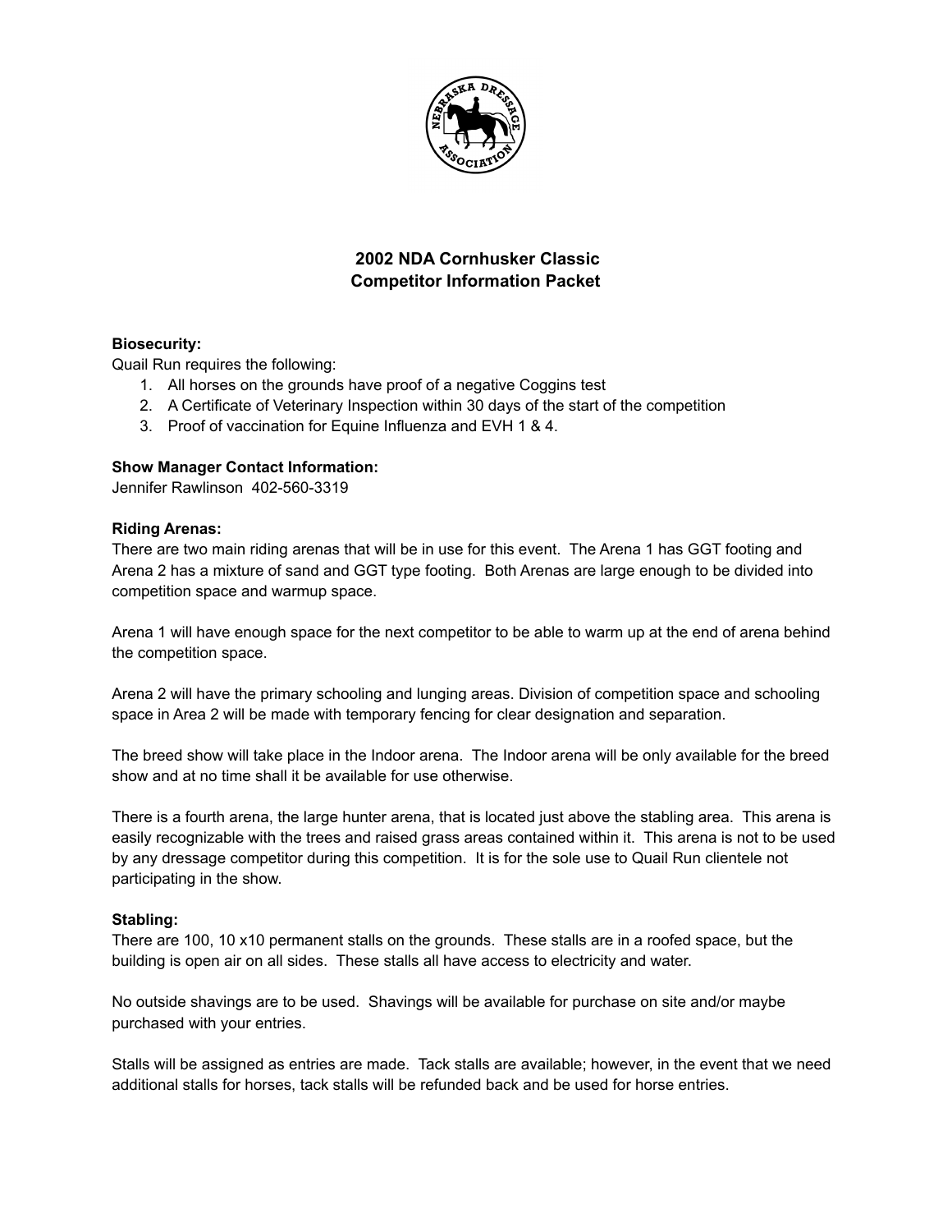## 2002 NDA Cornhusker Classic
## Competitor Information Packet

**Biosecurity:**

Quail Run requires the following:

1. All horses on the grounds have proof of a negative Coggins test
2. A Certificate of Veterinary Inspection within 30 days of the start of the competition
3. Proof of vaccination for Equine Influenza and EVH 1 & 4.

**Show Manager Contact Information:**

Jennifer Rawlinson 402-560-3319

**Riding Arenas:**

There are two main riding arenas that will be in use for this event. The Arena 1 has GGT footing and Arena 2 has a mixture of sand and GGT type footing. Both Arenas are large enough to be divided into competition space and warmup space.

Arena 1 will have enough space for the next competitor to be able to warm up at the end of arena behind the competition space.

Arena 2 will have the primary schooling and lunging areas. Division of competition space and schooling space in Area 2 will be made with temporary fencing for clear designation and separation.

The breed show will take place in the Indoor arena. The Indoor arena will be only available for the breed show and at no time shall it be available for use otherwise.

There is a fourth arena, the large hunter arena, that is located just above the stabling area. This arena is easily recognizable with the trees and raised grass areas contained within it. This arena is not to be used by any dressage competitor during this competition. It is for the sole use to Quail Run clientele not participating in the show.

**Stabling:**

There are 100, 10 x10 permanent stalls on the grounds. These stalls are in a roofed space, but the building is open air on all sides. These stalls all have access to electricity and water.

No outside shavings are to be used. Shavings will be available for purchase on site and/or maybe purchased with your entries.

Stalls will be assigned as entries are made. Tack stalls are available; however, in the event that we need additional stalls for horses, tack stalls will be refunded back and be used for horse entries.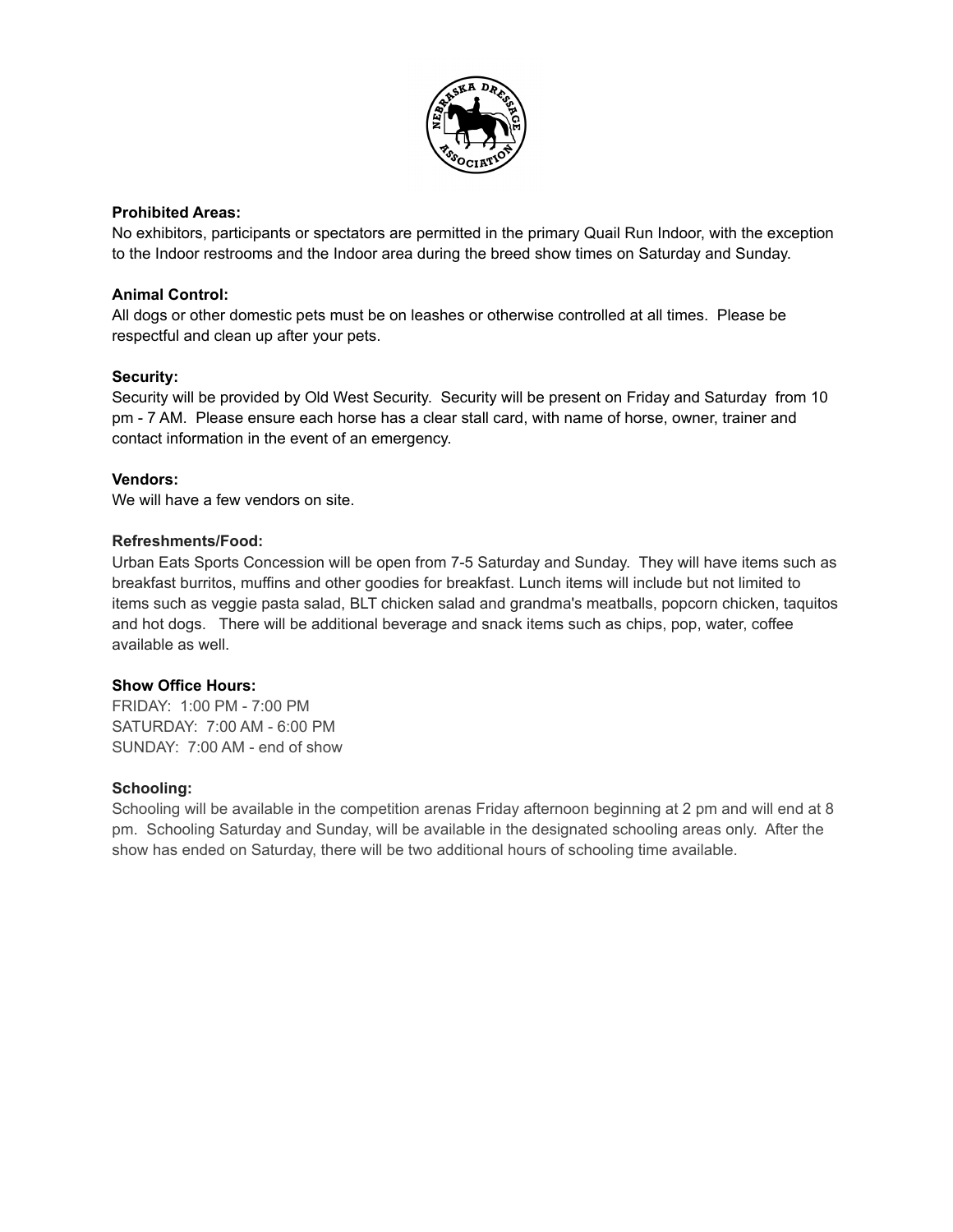**Prohibited Areas:**
No exhibitors, participants or spectators are permitted in the primary Quail Run Indoor, with the exception to the Indoor restrooms and the Indoor area during the breed show times on Saturday and Sunday.

**Animal Control:**
All dogs or other domestic pets must be on leashes or otherwise controlled at all times. Please be respectful and clean up after your pets.

**Security:**
Security will be provided by Old West Security. Security will be present on Friday and Saturday from 10 pm - 7 AM. Please ensure each horse has a clear stall card, with name of horse, owner, trainer and contact information in the event of an emergency.

**Vendors:**
We will have a few vendors on site.

**Refreshments/Food:**
Urban Eats Sports Concession will be open from 7-5 Saturday and Sunday. They will have items such as breakfast burritos, muffins and other goodies for breakfast. Lunch items will include but not limited to items such as veggie pasta salad, BLT chicken salad and grandma's meatballs, popcorn chicken, taquitos and hot dogs. There will be additional beverage and snack items such as chips, pop, water, coffee available as well.

**Show Office Hours:**
FRIDAY: 1:00 PM - 7:00 PM
SATURDAY: 7:00 AM - 6:00 PM
SUNDAY: 7:00 AM - end of show

**Schooling:**
Schooling will be available in the competition arenas Friday afternoon beginning at 2 pm and will end at 8 pm. Schooling Saturday and Sunday, will be available in the designated schooling areas only. After the show has ended on Saturday, there will be two additional hours of schooling time available.